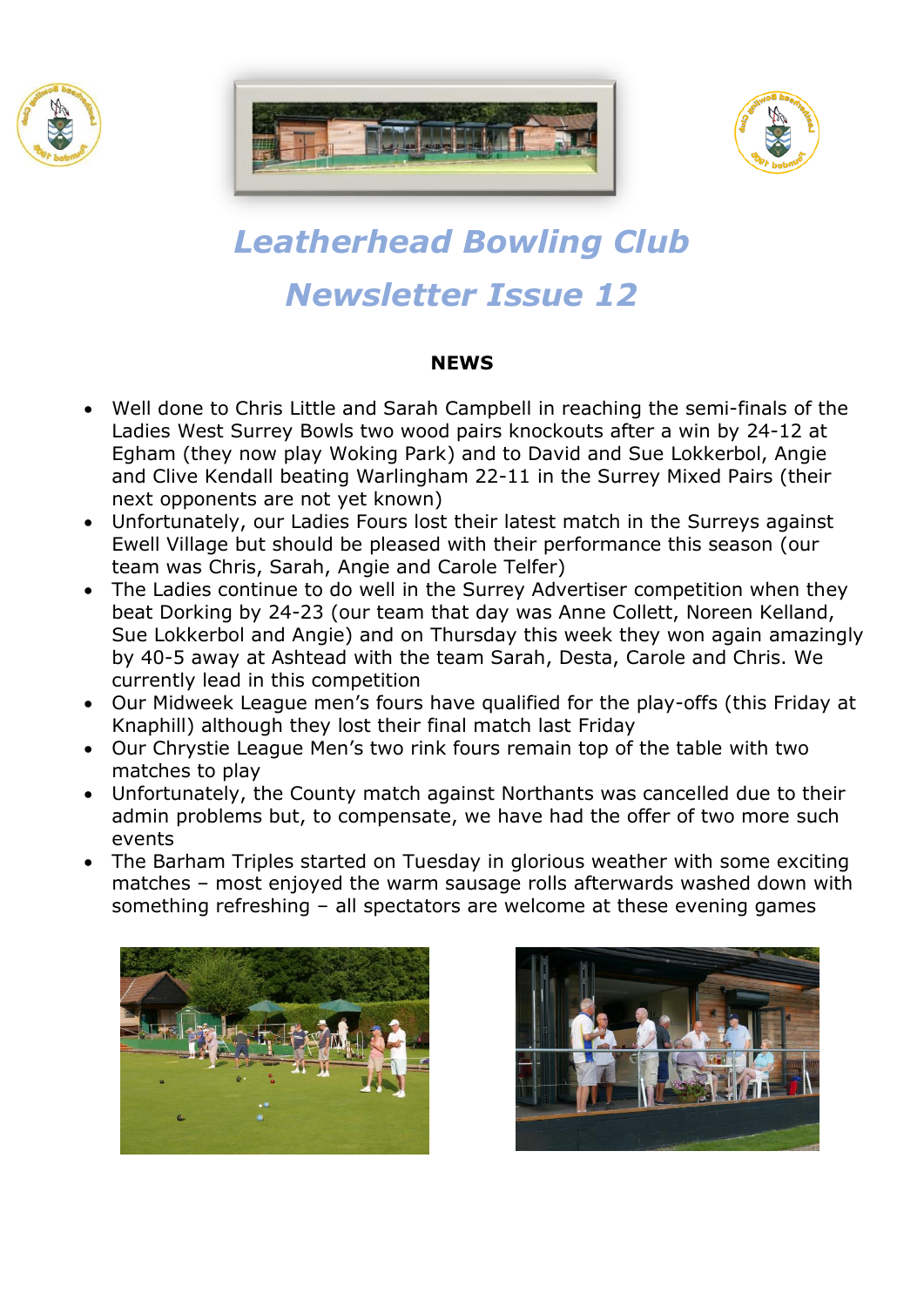# Leatherhead Bowling Club

# Newsletter Issue 12

## NEWS

- Well done to Chris Little and Sarah Campbell in reaching the semi-finals of the Ladies West Surrey Bowls two wood pairs knockouts after a win by 24-12 at Egham (they now play Woking Park) and to David and Sue Lokkerbol, Angie and Clive Kendall beating Warlingham 22-11 in the Surrey Mixed Pairs (their next opponents are not yet known)
- Unfortunately, our Ladies Fours lost their latest match in the Surreys against Ewell Village but should be pleased with their performance this season (our team was Chris, Sarah, Angie and Carole Telfer)
- The Ladies continue to do well in the Surrey Advertiser competition when they beat Dorking by 24-23 (our team that day was Anne Collett, Noreen Kelland, Sue Lokkerbol and Angie) and on Thursday this week they won again amazingly by 40-5 away at Ashtead with the team Sarah, Desta, Carole and Chris. We currently lead in this competition
- Our Midweek League men's fours have qualified for the play-offs (this Friday at Knaphill) although they lost their final match last Friday
- Our Chrystie League Men's two rink fours remain top of the table with two matches to play
- Unfortunately, the County match against Northants was cancelled due to their admin problems but, to compensate, we have had the offer of two more such events
- The Barham Triples started on Tuesday in glorious weather with some exciting matches – most enjoyed the warm sausage rolls afterwards washed down with something refreshing – all spectators are welcome at these evening games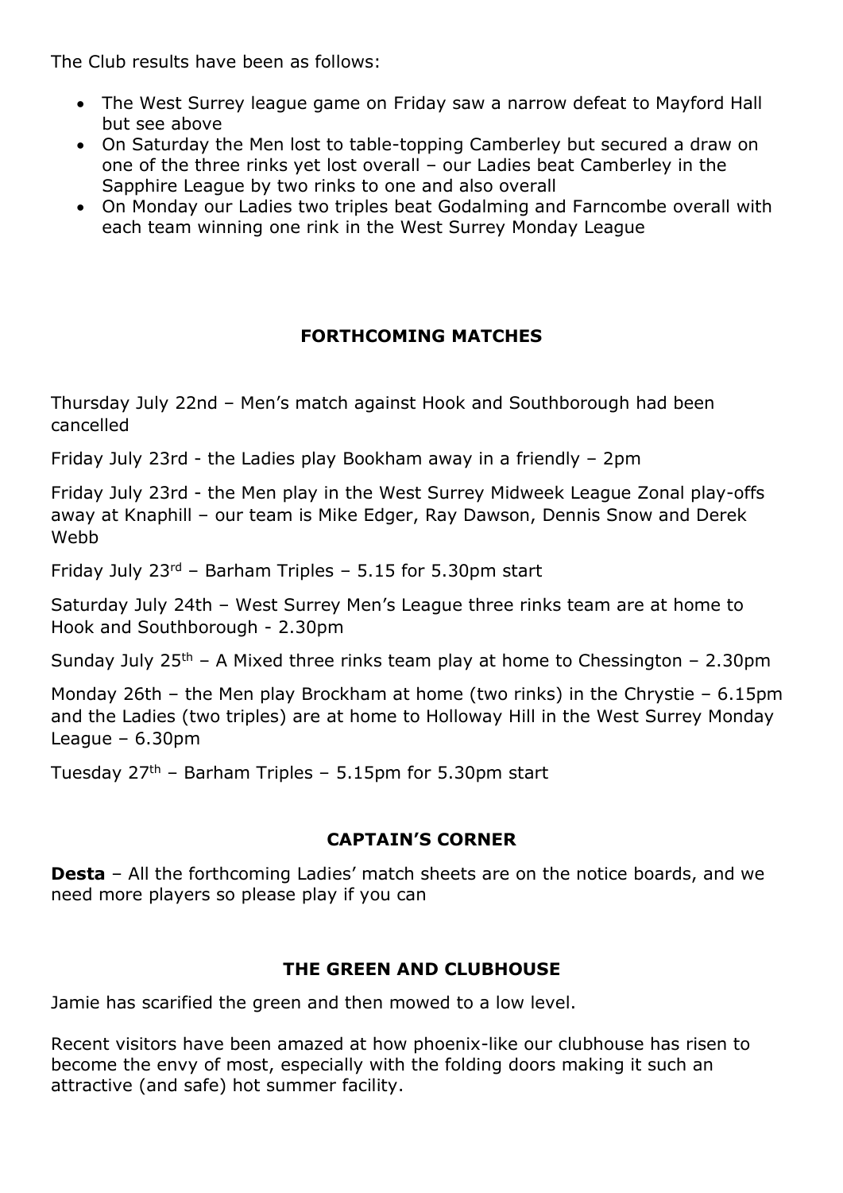The Club results have been as follows:

- The West Surrey league game on Friday saw a narrow defeat to Mayford Hall but see above
- On Saturday the Men lost to table-topping Camberley but secured a draw on one of the three rinks yet lost overall – our Ladies beat Camberley in the Sapphire League by two rinks to one and also overall
- On Monday our Ladies two triples beat Godalming and Farncombe overall with each team winning one rink in the West Surrey Monday League

## FORTHCOMING MATCHES

Thursday July 22nd – Men's match against Hook and Southborough had been cancelled

Friday July 23rd - the Ladies play Bookham away in a friendly – 2pm

Friday July 23rd - the Men play in the West Surrey Midweek League Zonal play-offs away at Knaphill – our team is Mike Edger, Ray Dawson, Dennis Snow and Derek Webb

Friday July 23rd – Barham Triples – 5.15 for 5.30pm start

Saturday July 24th – West Surrey Men's League three rinks team are at home to Hook and Southborough - 2.30pm

Sunday July 25th – A Mixed three rinks team play at home to Chessington – 2.30pm

Monday 26th – the Men play Brockham at home (two rinks) in the Chrystie – 6.15pm and the Ladies (two triples) are at home to Holloway Hill in the West Surrey Monday League – 6.30pm

Tuesday 27th – Barham Triples – 5.15pm for 5.30pm start

## CAPTAIN'S CORNER

**Desta** – All the forthcoming Ladies' match sheets are on the notice boards, and we need more players so please play if you can

## THE GREEN AND CLUBHOUSE

Jamie has scarified the green and then mowed to a low level.

Recent visitors have been amazed at how phoenix-like our clubhouse has risen to become the envy of most, especially with the folding doors making it such an attractive (and safe) hot summer facility.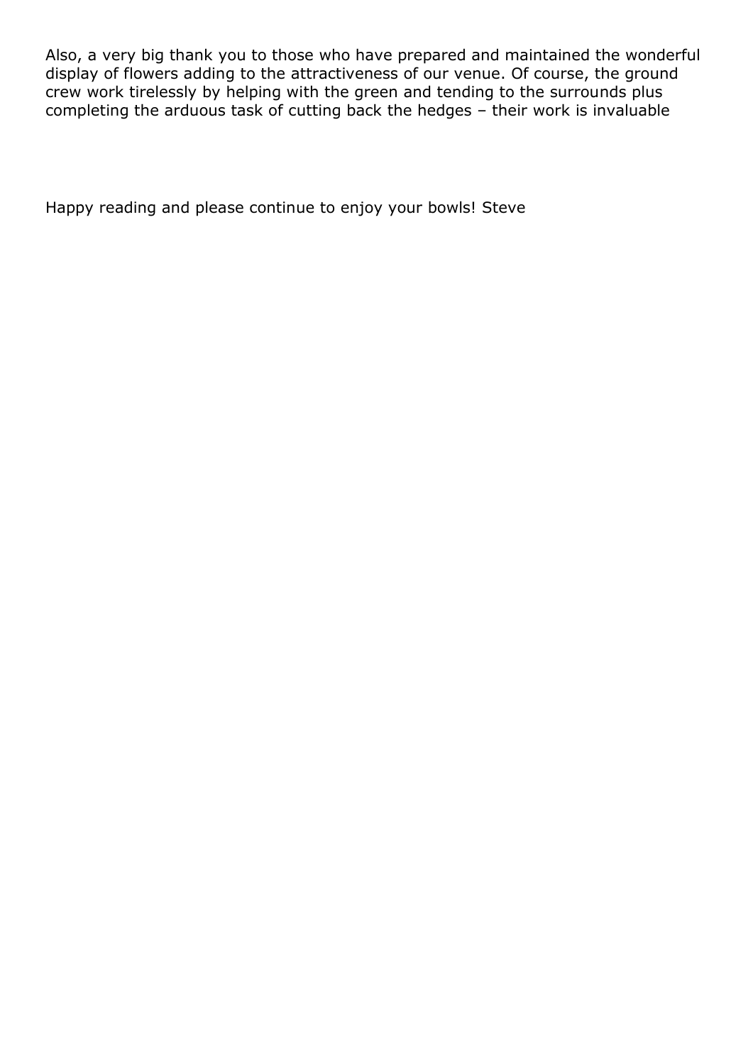Also, a very big thank you to those who have prepared and maintained the wonderful display of flowers adding to the attractiveness of our venue. Of course, the ground crew work tirelessly by helping with the green and tending to the surrounds plus completing the arduous task of cutting back the hedges – their work is invaluable

Happy reading and please continue to enjoy your bowls! Steve